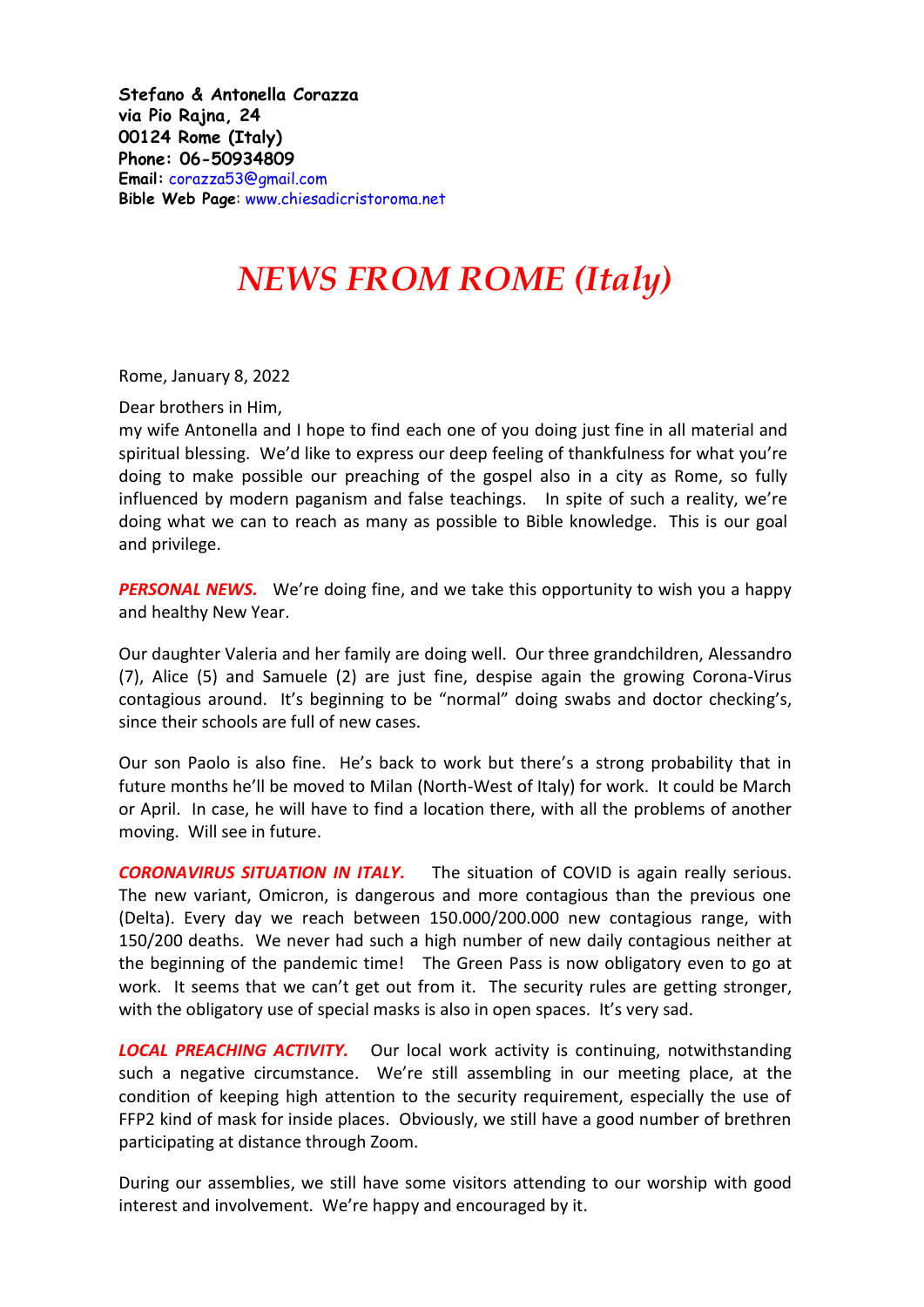**Stefano & Antonella Corazza**
**via Pio Rajna, 24**
**00124 Rome (Italy)**
**Phone: 06-50934809**
**Email:** corazza53@gmail.com
**Bible Web Page**: www.chiesadicristoroma.net

# *NEWS FROM ROME (Italy)*

Rome, January 8, 2022

Dear brothers in Him,
my wife Antonella and I hope to find each one of you doing just fine in all material and spiritual blessing. We'd like to express our deep feeling of thankfulness for what you're doing to make possible our preaching of the gospel also in a city as Rome, so fully influenced by modern paganism and false teachings. In spite of such a reality, we're doing what we can to reach as many as possible to Bible knowledge. This is our goal and privilege.

***PERSONAL NEWS.*** We're doing fine, and we take this opportunity to wish you a happy and healthy New Year.

Our daughter Valeria and her family are doing well. Our three grandchildren, Alessandro (7), Alice (5) and Samuele (2) are just fine, despise again the growing Corona-Virus contagious around. It's beginning to be "normal" doing swabs and doctor checking's, since their schools are full of new cases.

Our son Paolo is also fine. He's back to work but there's a strong probability that in future months he'll be moved to Milan (North-West of Italy) for work. It could be March or April. In case, he will have to find a location there, with all the problems of another moving. Will see in future.

***CORONAVIRUS SITUATION IN ITALY.*** The situation of COVID is again really serious. The new variant, Omicron, is dangerous and more contagious than the previous one (Delta). Every day we reach between 150.000/200.000 new contagious range, with 150/200 deaths. We never had such a high number of new daily contagious neither at the beginning of the pandemic time! The Green Pass is now obligatory even to go at work. It seems that we can't get out from it. The security rules are getting stronger, with the obligatory use of special masks is also in open spaces. It's very sad.

***LOCAL PREACHING ACTIVITY.*** Our local work activity is continuing, notwithstanding such a negative circumstance. We're still assembling in our meeting place, at the condition of keeping high attention to the security requirement, especially the use of FFP2 kind of mask for inside places. Obviously, we still have a good number of brethren participating at distance through Zoom.

During our assemblies, we still have some visitors attending to our worship with good interest and involvement. We're happy and encouraged by it.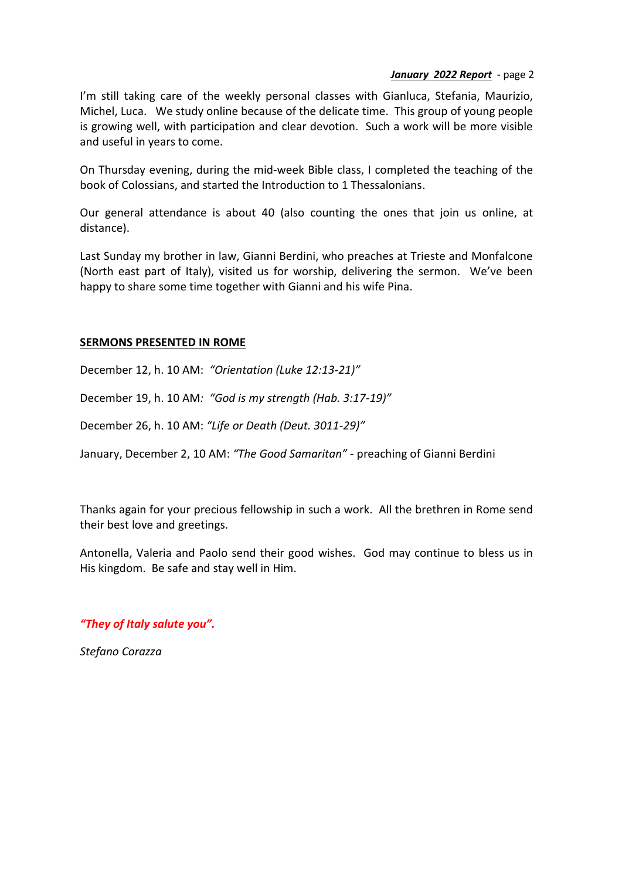I'm still taking care of the weekly personal classes with Gianluca, Stefania, Maurizio, Michel, Luca. We study online because of the delicate time. This group of young people is growing well, with participation and clear devotion. Such a work will be more visible and useful in years to come.

On Thursday evening, during the mid-week Bible class, I completed the teaching of the book of Colossians, and started the Introduction to 1 Thessalonians.

Our general attendance is about 40 (also counting the ones that join us online, at distance).

Last Sunday my brother in law, Gianni Berdini, who preaches at Trieste and Monfalcone (North east part of Italy), visited us for worship, delivering the sermon. We've been happy to share some time together with Gianni and his wife Pina.

## SERMONS PRESENTED IN ROME

December 12, h. 10 AM: *"Orientation (Luke 12:13-21)"*

December 19, h. 10 AM: *"God is my strength (Hab. 3:17-19)"*

December 26, h. 10 AM: *"Life or Death (Deut. 3011-29)"*

January, December 2, 10 AM: *"The Good Samaritan"* - preaching of Gianni Berdini

Thanks again for your precious fellowship in such a work. All the brethren in Rome send their best love and greetings.

Antonella, Valeria and Paolo send their good wishes. God may continue to bless us in His kingdom. Be safe and stay well in Him.

***"They of Italy salute you".***

*Stefano Corazza*